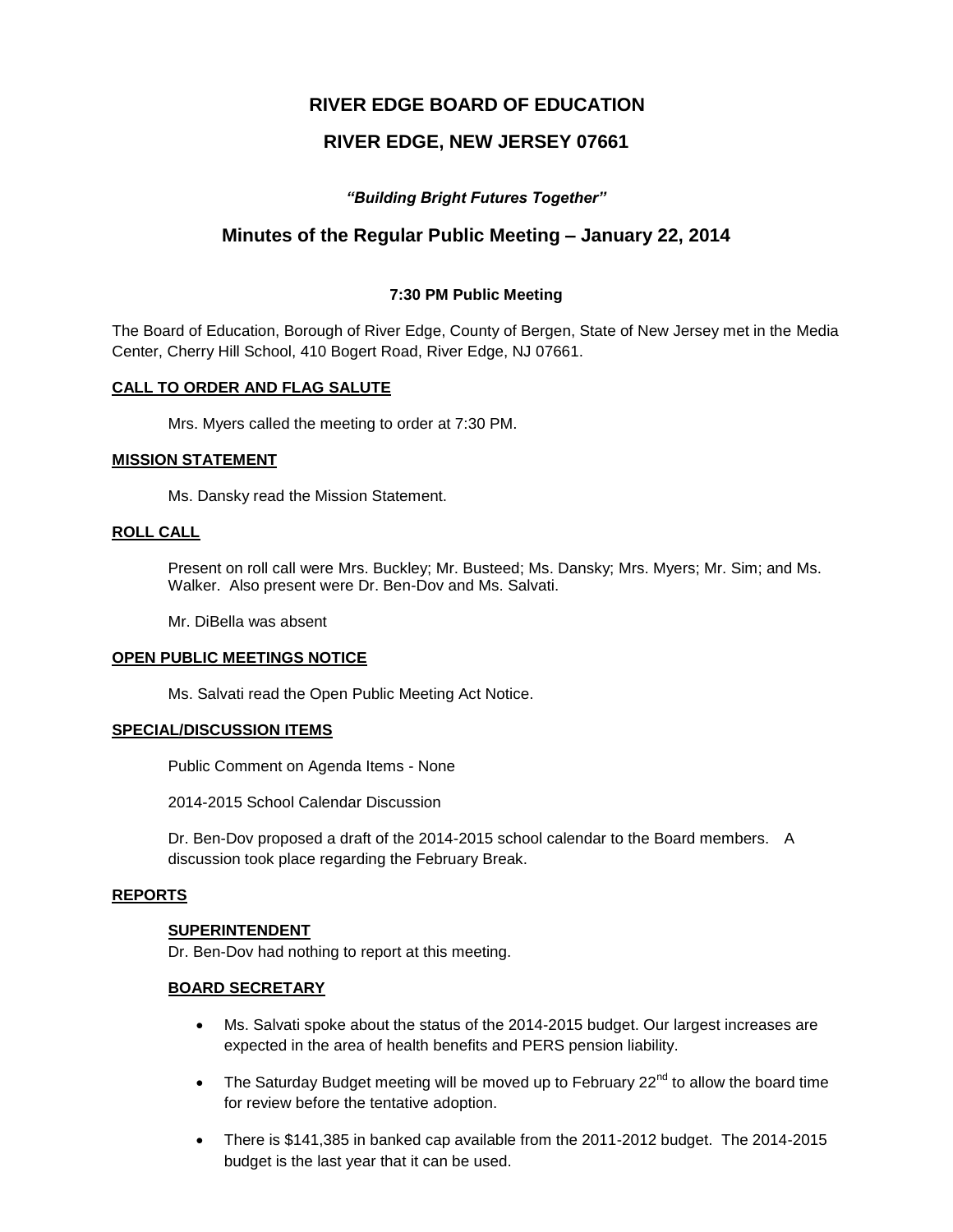# RIVER EDGE BOARD OF EDUCATION

## RIVER EDGE, NEW JERSEY 07661

***"Building Bright Futures Together"***

## Minutes of the Regular Public Meeting – January 22, 2014

**7:30 PM Public Meeting**

The Board of Education, Borough of River Edge, County of Bergen, State of New Jersey met in the Media Center, Cherry Hill School, 410 Bogert Road, River Edge, NJ 07661.

**CALL TO ORDER AND FLAG SALUTE**

Mrs. Myers called the meeting to order at 7:30 PM.

**MISSION STATEMENT**

Ms. Dansky read the Mission Statement.

**ROLL CALL**

Present on roll call were Mrs. Buckley; Mr. Busteed; Ms. Dansky; Mrs. Myers; Mr. Sim; and Ms. Walker. Also present were Dr. Ben-Dov and Ms. Salvati.

Mr. DiBella was absent

**OPEN PUBLIC MEETINGS NOTICE**

Ms. Salvati read the Open Public Meeting Act Notice.

**SPECIAL/DISCUSSION ITEMS**

Public Comment on Agenda Items - None

2014-2015 School Calendar Discussion

Dr. Ben-Dov proposed a draft of the 2014-2015 school calendar to the Board members. A discussion took place regarding the February Break.

**REPORTS**

**SUPERINTENDENT**

Dr. Ben-Dov had nothing to report at this meeting.

**BOARD SECRETARY**

- Ms. Salvati spoke about the status of the 2014-2015 budget. Our largest increases are expected in the area of health benefits and PERS pension liability.
- The Saturday Budget meeting will be moved up to February 22nd to allow the board time for review before the tentative adoption.
- There is $141,385 in banked cap available from the 2011-2012 budget. The 2014-2015 budget is the last year that it can be used.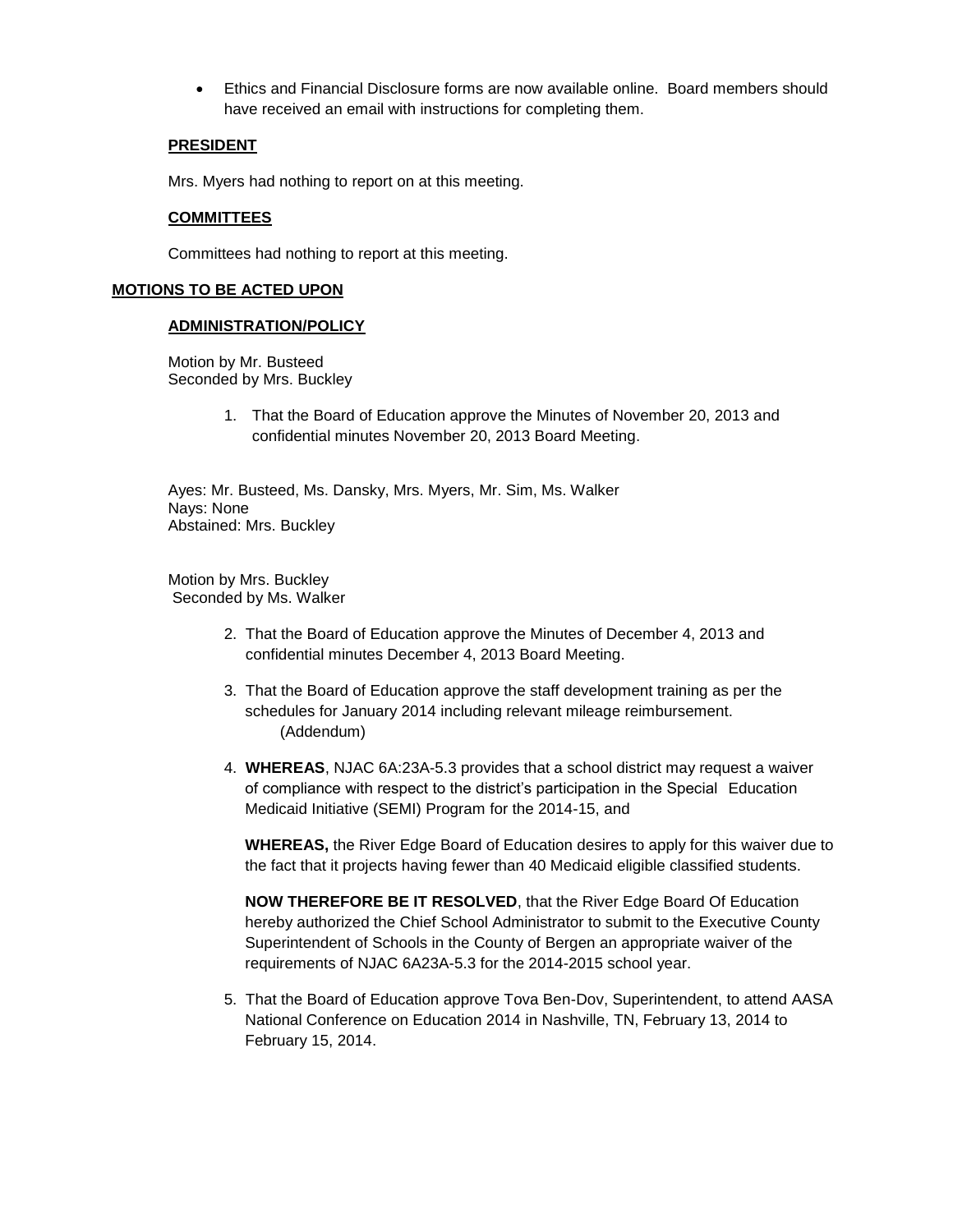- Ethics and Financial Disclosure forms are now available online. Board members should have received an email with instructions for completing them.

**PRESIDENT**

Mrs. Myers had nothing to report on at this meeting.

**COMMITTEES**

Committees had nothing to report at this meeting.

## MOTIONS TO BE ACTED UPON

### ADMINISTRATION/POLICY

Motion by Mr. Busteed
Seconded by Mrs. Buckley

1. That the Board of Education approve the Minutes of November 20, 2013 and confidential minutes November 20, 2013 Board Meeting.

Ayes: Mr. Busteed, Ms. Dansky, Mrs. Myers, Mr. Sim, Ms. Walker
Nays: None
Abstained: Mrs. Buckley

Motion by Mrs. Buckley
Seconded by Ms. Walker

2. That the Board of Education approve the Minutes of December 4, 2013 and confidential minutes December 4, 2013 Board Meeting.

3. That the Board of Education approve the staff development training as per the schedules for January 2014 including relevant mileage reimbursement. (Addendum)

4. **WHEREAS**, NJAC 6A:23A-5.3 provides that a school district may request a waiver of compliance with respect to the district's participation in the Special Education Medicaid Initiative (SEMI) Program for the 2014-15, and

   **WHEREAS,** the River Edge Board of Education desires to apply for this waiver due to the fact that it projects having fewer than 40 Medicaid eligible classified students.

   **NOW THEREFORE BE IT RESOLVED**, that the River Edge Board Of Education hereby authorized the Chief School Administrator to submit to the Executive County Superintendent of Schools in the County of Bergen an appropriate waiver of the requirements of NJAC 6A23A-5.3 for the 2014-2015 school year.

5. That the Board of Education approve Tova Ben-Dov, Superintendent, to attend AASA National Conference on Education 2014 in Nashville, TN, February 13, 2014 to February 15, 2014.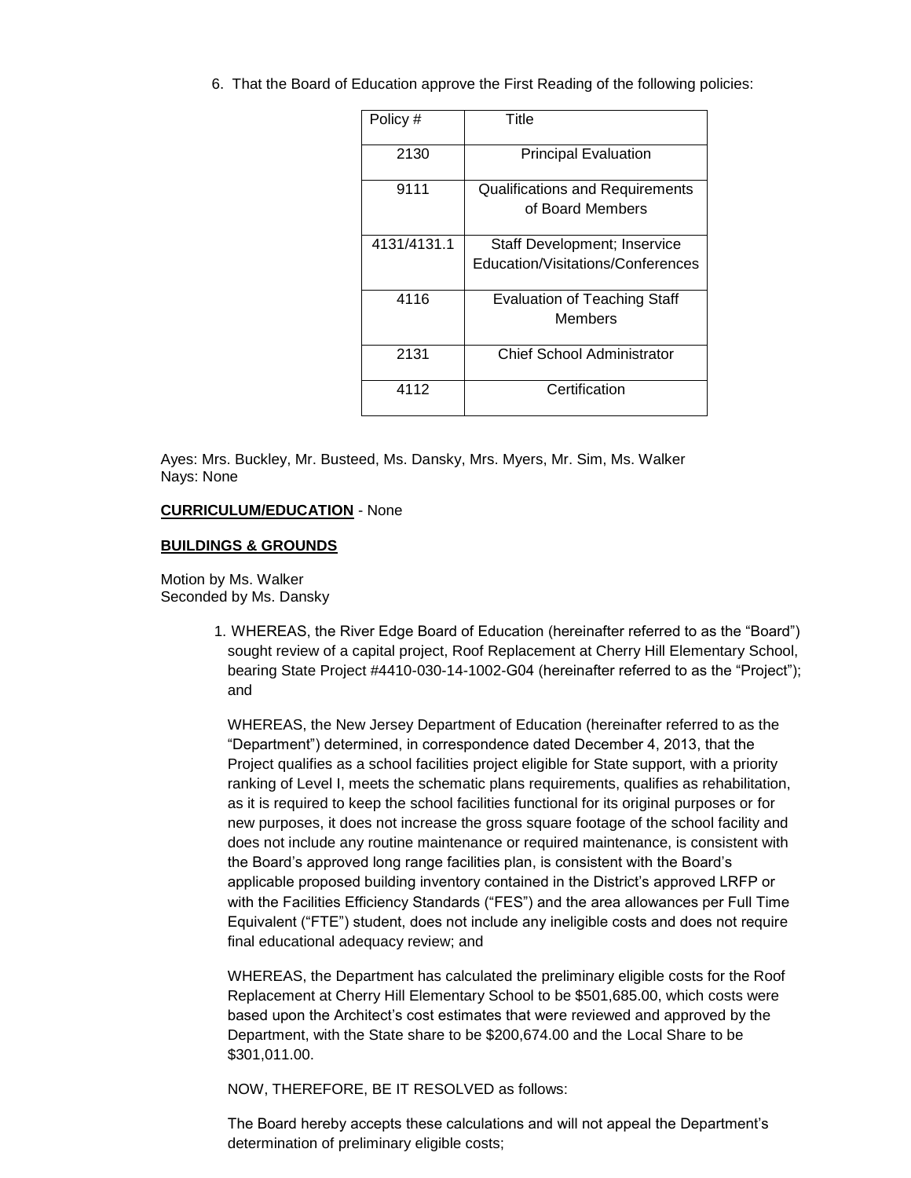6. That the Board of Education approve the First Reading of the following policies:

| Policy # | Title |
|---|---|
| 2130 | Principal Evaluation |
| 9111 | Qualifications and Requirements of Board Members |
| 4131/4131.1 | Staff Development; Inservice Education/Visitations/Conferences |
| 4116 | Evaluation of Teaching Staff Members |
| 2131 | Chief School Administrator |
| 4112 | Certification |

Ayes: Mrs. Buckley, Mr. Busteed, Ms. Dansky, Mrs. Myers, Mr. Sim, Ms. Walker
Nays: None

**CURRICULUM/EDUCATION** - None

**BUILDINGS & GROUNDS**

Motion by Ms. Walker
Seconded by Ms. Dansky

1. WHEREAS, the River Edge Board of Education (hereinafter referred to as the "Board") sought review of a capital project, Roof Replacement at Cherry Hill Elementary School, bearing State Project #4410-030-14-1002-G04 (hereinafter referred to as the "Project"); and

   WHEREAS, the New Jersey Department of Education (hereinafter referred to as the "Department") determined, in correspondence dated December 4, 2013, that the Project qualifies as a school facilities project eligible for State support, with a priority ranking of Level I, meets the schematic plans requirements, qualifies as rehabilitation, as it is required to keep the school facilities functional for its original purposes or for new purposes, it does not increase the gross square footage of the school facility and does not include any routine maintenance or required maintenance, is consistent with the Board's approved long range facilities plan, is consistent with the Board's applicable proposed building inventory contained in the District's approved LRFP or with the Facilities Efficiency Standards ("FES") and the area allowances per Full Time Equivalent ("FTE") student, does not include any ineligible costs and does not require final educational adequacy review; and

   WHEREAS, the Department has calculated the preliminary eligible costs for the Roof Replacement at Cherry Hill Elementary School to be $501,685.00, which costs were based upon the Architect's cost estimates that were reviewed and approved by the Department, with the State share to be $200,674.00 and the Local Share to be $301,011.00.

   NOW, THEREFORE, BE IT RESOLVED as follows:

   The Board hereby accepts these calculations and will not appeal the Department's determination of preliminary eligible costs;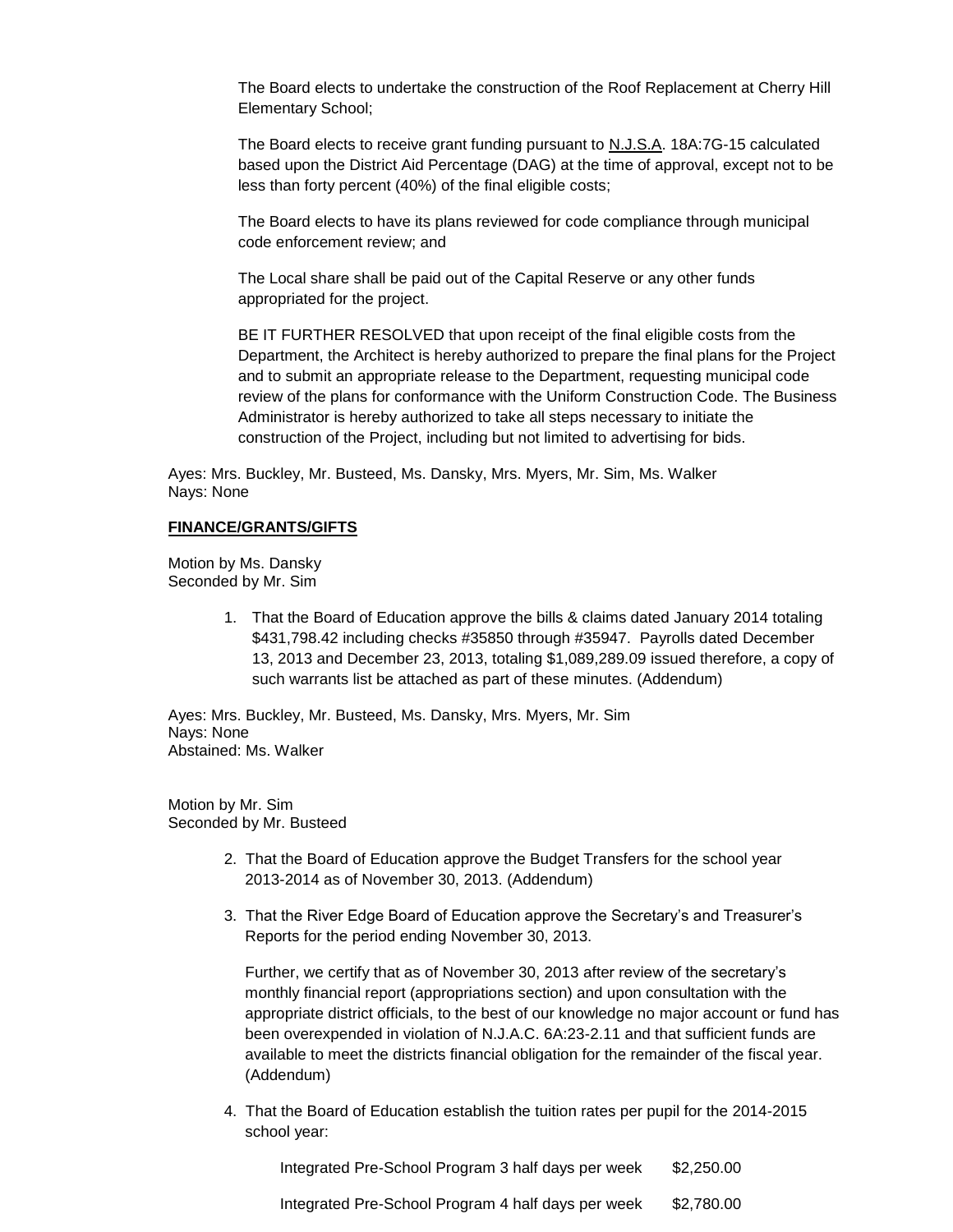The Board elects to undertake the construction of the Roof Replacement at Cherry Hill Elementary School;

The Board elects to receive grant funding pursuant to N.J.S.A. 18A:7G-15 calculated based upon the District Aid Percentage (DAG) at the time of approval, except not to be less than forty percent (40%) of the final eligible costs;

The Board elects to have its plans reviewed for code compliance through municipal code enforcement review; and

The Local share shall be paid out of the Capital Reserve or any other funds appropriated for the project.

BE IT FURTHER RESOLVED that upon receipt of the final eligible costs from the Department, the Architect is hereby authorized to prepare the final plans for the Project and to submit an appropriate release to the Department, requesting municipal code review of the plans for conformance with the Uniform Construction Code. The Business Administrator is hereby authorized to take all steps necessary to initiate the construction of the Project, including but not limited to advertising for bids.

Ayes: Mrs. Buckley, Mr. Busteed, Ms. Dansky, Mrs. Myers, Mr. Sim, Ms. Walker
Nays: None

**FINANCE/GRANTS/GIFTS**

Motion by Ms. Dansky
Seconded by Mr. Sim

1. That the Board of Education approve the bills & claims dated January 2014 totaling $431,798.42 including checks #35850 through #35947. Payrolls dated December 13, 2013 and December 23, 2013, totaling $1,089,289.09 issued therefore, a copy of such warrants list be attached as part of these minutes. (Addendum)

Ayes: Mrs. Buckley, Mr. Busteed, Ms. Dansky, Mrs. Myers, Mr. Sim
Nays: None
Abstained: Ms. Walker

Motion by Mr. Sim
Seconded by Mr. Busteed

2. That the Board of Education approve the Budget Transfers for the school year 2013-2014 as of November 30, 2013. (Addendum)

3. That the River Edge Board of Education approve the Secretary's and Treasurer's Reports for the period ending November 30, 2013.

   Further, we certify that as of November 30, 2013 after review of the secretary's monthly financial report (appropriations section) and upon consultation with the appropriate district officials, to the best of our knowledge no major account or fund has been overexpended in violation of N.J.A.C. 6A:23-2.11 and that sufficient funds are available to meet the districts financial obligation for the remainder of the fiscal year. (Addendum)

4. That the Board of Education establish the tuition rates per pupil for the 2014-2015 school year:

   Integrated Pre-School Program 3 half days per week $2,250.00

   Integrated Pre-School Program 4 half days per week $2,780.00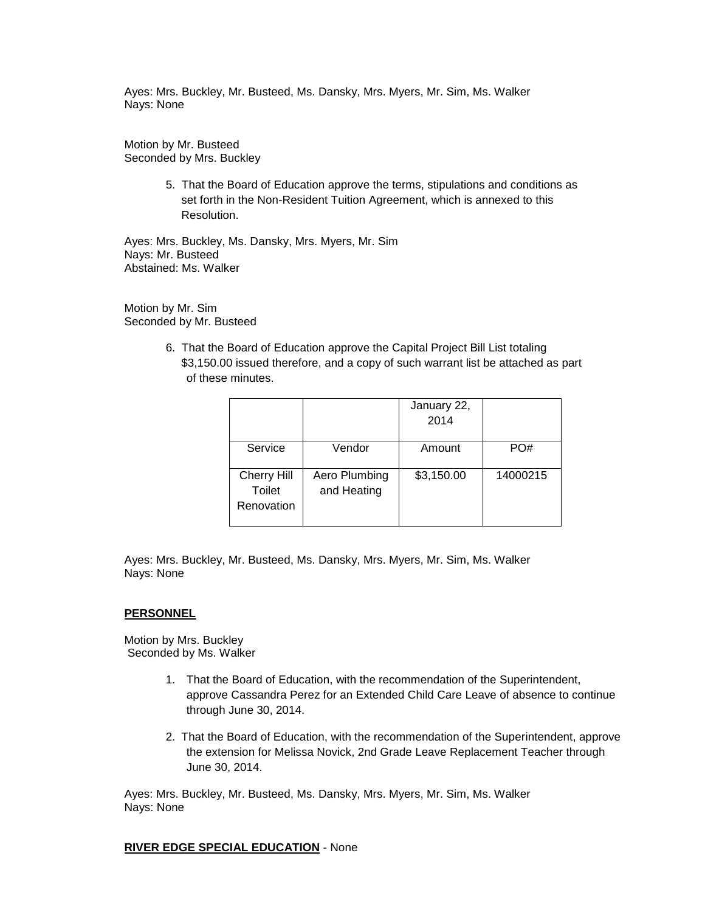Ayes: Mrs. Buckley, Mr. Busteed, Ms. Dansky, Mrs. Myers, Mr. Sim, Ms. Walker
Nays: None

Motion by Mr. Busteed
Seconded by Mrs. Buckley

5. That the Board of Education approve the terms, stipulations and conditions as set forth in the Non-Resident Tuition Agreement, which is annexed to this Resolution.

Ayes: Mrs. Buckley, Ms. Dansky, Mrs. Myers, Mr. Sim
Nays: Mr. Busteed
Abstained: Ms. Walker

Motion by Mr. Sim
Seconded by Mr. Busteed

6. That the Board of Education approve the Capital Project Bill List totaling $3,150.00 issued therefore, and a copy of such warrant list be attached as part of these minutes.

| | | January 22, 2014 | |
|---|---|---|---|
| Service | Vendor | Amount | PO# |
| Cherry Hill Toilet Renovation | Aero Plumbing and Heating | $3,150.00 | 14000215 |

Ayes: Mrs. Buckley, Mr. Busteed, Ms. Dansky, Mrs. Myers, Mr. Sim, Ms. Walker
Nays: None

**PERSONNEL**

Motion by Mrs. Buckley
Seconded by Ms. Walker

1. That the Board of Education, with the recommendation of the Superintendent, approve Cassandra Perez for an Extended Child Care Leave of absence to continue through June 30, 2014.
2. That the Board of Education, with the recommendation of the Superintendent, approve the extension for Melissa Novick, 2nd Grade Leave Replacement Teacher through June 30, 2014.

Ayes: Mrs. Buckley, Mr. Busteed, Ms. Dansky, Mrs. Myers, Mr. Sim, Ms. Walker
Nays: None

**RIVER EDGE SPECIAL EDUCATION** - None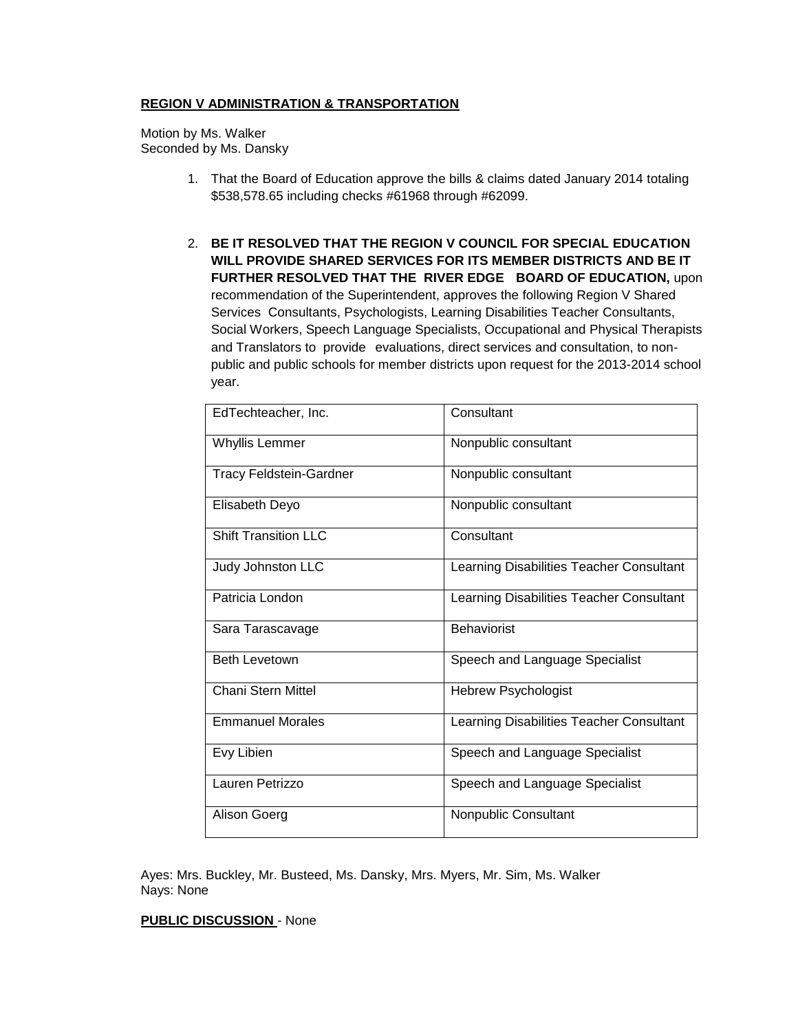**REGION V ADMINISTRATION & TRANSPORTATION**

Motion by Ms. Walker
Seconded by Ms. Dansky

1. That the Board of Education approve the bills & claims dated January 2014 totaling $538,578.65 including checks #61968 through #62099.

2. **BE IT RESOLVED THAT THE REGION V COUNCIL FOR SPECIAL EDUCATION WILL PROVIDE SHARED SERVICES FOR ITS MEMBER DISTRICTS AND BE IT FURTHER RESOLVED THAT THE RIVER EDGE BOARD OF EDUCATION,** upon recommendation of the Superintendent, approves the following Region V Shared Services Consultants, Psychologists, Learning Disabilities Teacher Consultants, Social Workers, Speech Language Specialists, Occupational and Physical Therapists and Translators to provide evaluations, direct services and consultation, to non-public and public schools for member districts upon request for the 2013-2014 school year.

| | |
|---|---|
| EdTechteacher, Inc. | Consultant |
| Whyllis Lemmer | Nonpublic consultant |
| Tracy Feldstein-Gardner | Nonpublic consultant |
| Elisabeth Deyo | Nonpublic consultant |
| Shift Transition LLC | Consultant |
| Judy Johnston LLC | Learning Disabilities Teacher Consultant |
| Patricia London | Learning Disabilities Teacher Consultant |
| Sara Tarascavage | Behaviorist |
| Beth Levetown | Speech and Language Specialist |
| Chani Stern Mittel | Hebrew Psychologist |
| Emmanuel Morales | Learning Disabilities Teacher Consultant |
| Evy Libien | Speech and Language Specialist |
| Lauren Petrizzo | Speech and Language Specialist |
| Alison Goerg | Nonpublic Consultant |

Ayes: Mrs. Buckley, Mr. Busteed, Ms. Dansky, Mrs. Myers, Mr. Sim, Ms. Walker
Nays: None

**PUBLIC DISCUSSION** - None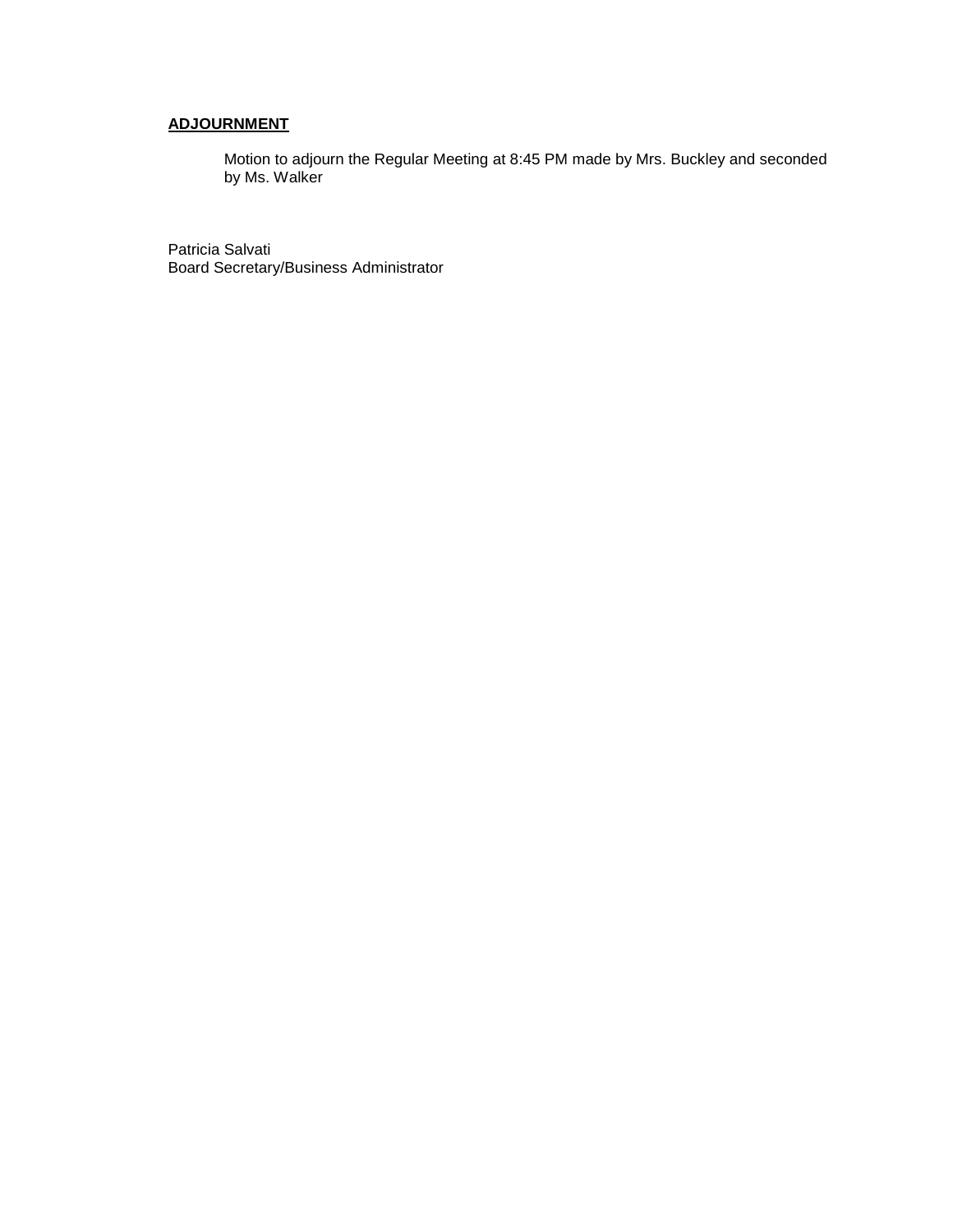**ADJOURNMENT**

Motion to adjourn the Regular Meeting at 8:45 PM made by Mrs. Buckley and seconded by Ms. Walker

Patricia Salvati
Board Secretary/Business Administrator